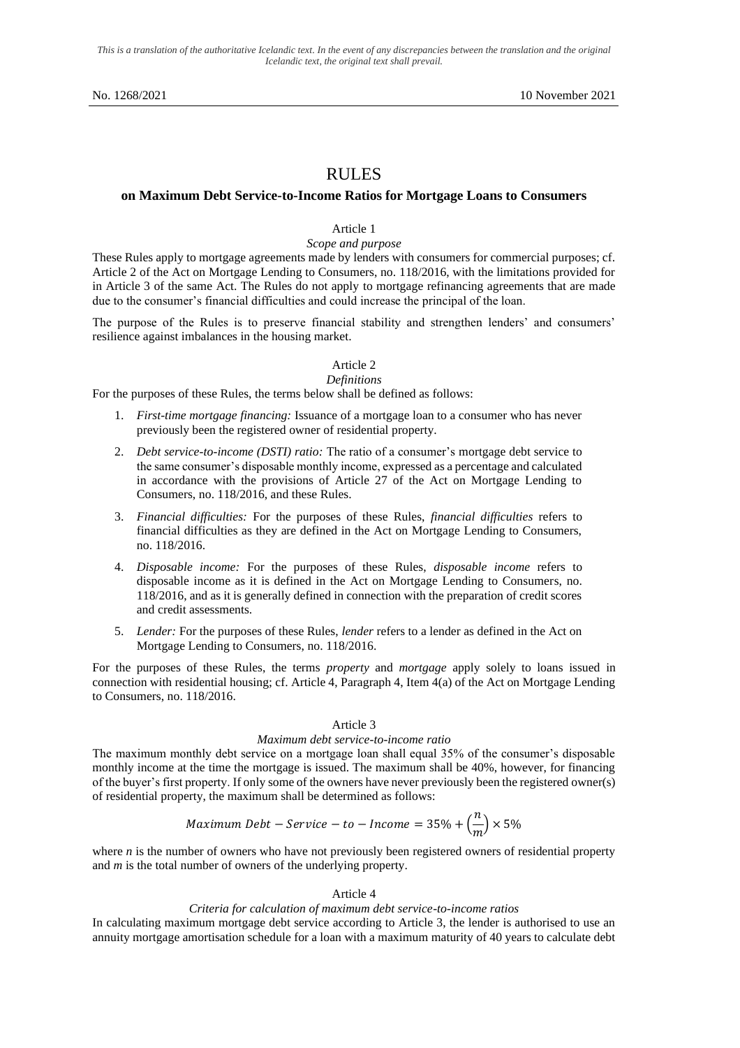*This is a translation of the authoritative Icelandic text. In the event of any discrepancies between the translation and the original Icelandic text, the original text shall prevail.*

No. 1268/2021 10 November 2021

# RULES

## on Maximum Debt Service-to-Income Ratios for Mortgage Loans to Consumers

### Article 1

*Scope and purpose*

These Rules apply to mortgage agreements made by lenders with consumers for commercial purposes; cf. Article 2 of the Act on Mortgage Lending to Consumers, no. 118/2016, with the limitations provided for in Article 3 of the same Act. The Rules do not apply to mortgage refinancing agreements that are made due to the consumer's financial difficulties and could increase the principal of the loan.

The purpose of the Rules is to preserve financial stability and strengthen lenders' and consumers' resilience against imbalances in the housing market.

### Article 2

*Definitions*

For the purposes of these Rules, the terms below shall be defined as follows:

1. *First-time mortgage financing:* Issuance of a mortgage loan to a consumer who has never previously been the registered owner of residential property.
2. *Debt service-to-income (DSTI) ratio:* The ratio of a consumer's mortgage debt service to the same consumer's disposable monthly income, expressed as a percentage and calculated in accordance with the provisions of Article 27 of the Act on Mortgage Lending to Consumers, no. 118/2016, and these Rules.
3. *Financial difficulties:* For the purposes of these Rules, *financial difficulties* refers to financial difficulties as they are defined in the Act on Mortgage Lending to Consumers, no. 118/2016.
4. *Disposable income:* For the purposes of these Rules, *disposable income* refers to disposable income as it is defined in the Act on Mortgage Lending to Consumers, no. 118/2016, and as it is generally defined in connection with the preparation of credit scores and credit assessments.
5. *Lender:* For the purposes of these Rules, *lender* refers to a lender as defined in the Act on Mortgage Lending to Consumers, no. 118/2016.

For the purposes of these Rules, the terms *property* and *mortgage* apply solely to loans issued in connection with residential housing; cf. Article 4, Paragraph 4, Item 4(a) of the Act on Mortgage Lending to Consumers, no. 118/2016.

### Article 3

*Maximum debt service-to-income ratio*

The maximum monthly debt service on a mortgage loan shall equal 35% of the consumer's disposable monthly income at the time the mortgage is issued. The maximum shall be 40%, however, for financing of the buyer's first property. If only some of the owners have never previously been the registered owner(s) of residential property, the maximum shall be determined as follows:

$$Maximum\ Debt - Service - to - Income = 35\% + \left(\frac{n}{m}\right) \times 5\%$$

where *n* is the number of owners who have not previously been registered owners of residential property and *m* is the total number of owners of the underlying property.

### Article 4

*Criteria for calculation of maximum debt service-to-income ratios*

In calculating maximum mortgage debt service according to Article 3, the lender is authorised to use an annuity mortgage amortisation schedule for a loan with a maximum maturity of 40 years to calculate debt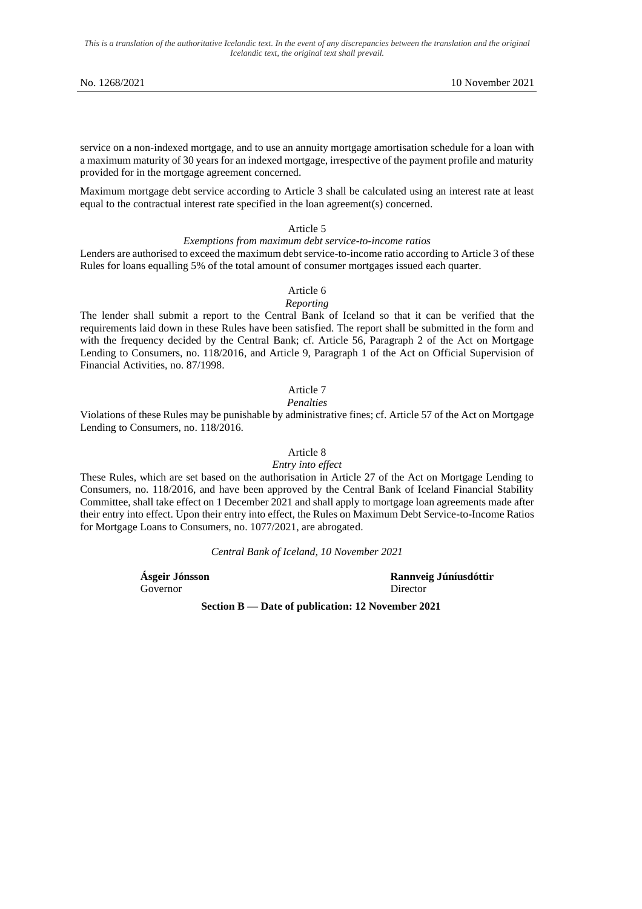service on a non-indexed mortgage, and to use an annuity mortgage amortisation schedule for a loan with a maximum maturity of 30 years for an indexed mortgage, irrespective of the payment profile and maturity provided for in the mortgage agreement concerned.

Maximum mortgage debt service according to Article 3 shall be calculated using an interest rate at least equal to the contractual interest rate specified in the loan agreement(s) concerned.

Article 5

*Exemptions from maximum debt service-to-income ratios*

Lenders are authorised to exceed the maximum debt service-to-income ratio according to Article 3 of these Rules for loans equalling 5% of the total amount of consumer mortgages issued each quarter.

Article 6

*Reporting*

The lender shall submit a report to the Central Bank of Iceland so that it can be verified that the requirements laid down in these Rules have been satisfied. The report shall be submitted in the form and with the frequency decided by the Central Bank; cf. Article 56, Paragraph 2 of the Act on Mortgage Lending to Consumers, no. 118/2016, and Article 9, Paragraph 1 of the Act on Official Supervision of Financial Activities, no. 87/1998.

Article 7

*Penalties*

Violations of these Rules may be punishable by administrative fines; cf. Article 57 of the Act on Mortgage Lending to Consumers, no. 118/2016.

Article 8

*Entry into effect*

These Rules, which are set based on the authorisation in Article 27 of the Act on Mortgage Lending to Consumers, no. 118/2016, and have been approved by the Central Bank of Iceland Financial Stability Committee, shall take effect on 1 December 2021 and shall apply to mortgage loan agreements made after their entry into effect. Upon their entry into effect, the Rules on Maximum Debt Service-to-Income Ratios for Mortgage Loans to Consumers, no. 1077/2021, are abrogated.

*Central Bank of Iceland, 10 November 2021*

**Ásgeir Jónsson**
Governor

**Rannveig Júníusdóttir**
Director

**Section B — Date of publication: 12 November 2021**